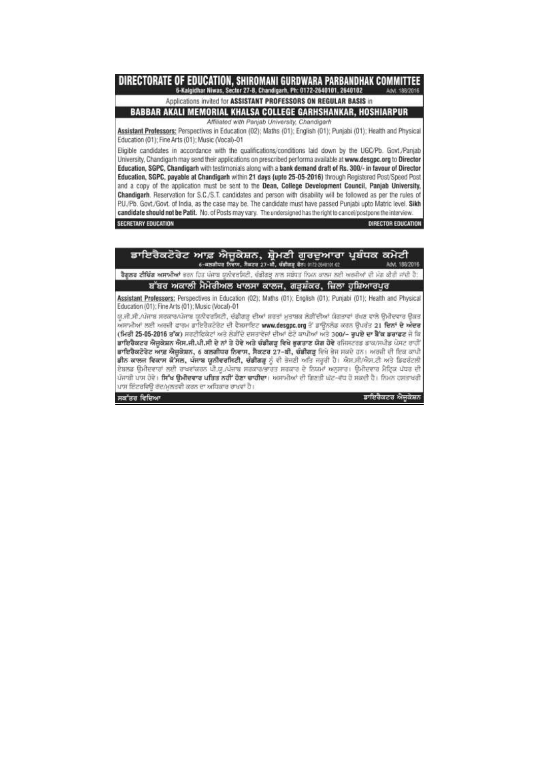# DIRECTORATE OF EDUCATION, SHIROMANI GURDWARA PARBANDHAK COMMITTEE

6-Kalgidhar Niwas, Sector 27-B, Chandigarh, Ph: 0172-2640101, 2640102 — Advt. 188/2016

Applications invited for **ASSISTANT PROFESSORS ON REGULAR BASIS** in

## BABBAR AKALI MEMORIAL KHALSA COLLEGE GARHSHANKAR, HOSHIARPUR

*Affiliated with Panjab University, Chandigarh*

**Assistant Professors:** Perspectives in Education (02); Maths (01); English (01); Punjabi (01); Health and Physical Education (01); Fine Arts (01); Music (Vocal)-01

Eligible candidates in accordance with the qualifications/conditions laid down by the UGC/Pb. Govt./Panjab University, Chandigarh may send their applications on prescribed performa available at **www.desgpc.org** to **Director Education, SGPC, Chandigarh** with testimonials along with a **bank demand draft of Rs. 300/- in favour of Director Education, SGPC, payable at Chandigarh** within **21 days (upto 25-05-2016)** through Registered Post/Speed Post and a copy of the application must be sent to the **Dean, College Development Council, Panjab University, Chandigarh**. Reservation for S.C./S.T. candidates and person with disability will be followed as per the rules of P.U./Pb. Govt./Govt. of India, as the case may be. The candidate must have passed Punjabi upto Matric level. **Sikh candidate should not be Patit.** No. of Posts may vary. The undersigned has the right to cancel/postpone the interview.

**SECRETARY EDUCATION** — **DIRECTOR EDUCATION**

---

# ਡਾਇਰੈਕਟੋਰੇਟ ਆਫ਼ ਐਜੂਕੇਸ਼ਨ, ਸ਼੍ਰੋਮਣੀ ਗੁਰਦੁਆਰਾ ਪ੍ਰਬੰਧਕ ਕਮੇਟੀ

6-ਕਲਗੀਧਰ ਨਿਵਾਸ, ਸੈਕਟਰ 27-ਬੀ, ਚੰਡੀਗੜ੍ਹ ਫੋਨ: 0172-2640101-02 — Advt. 188/2016

**ਰੈਗੂਲਰ ਟੀਚਿੰਗ ਅਸਾਮੀਆਂ** ਭਰਨ ਹਿਤ ਪੰਜਾਬ ਯੂਨੀਵਰਸਿਟੀ, ਚੰਡੀਗੜ੍ਹ ਨਾਲ ਸਬੰਧਤ ਨਿਮਨ ਕਾਲਜ ਲਈ ਅਰਜ਼ੀਆਂ ਦੀ ਮੰਗ ਕੀਤੀ ਜਾਂਦੀ ਹੈ:

## ਬੱਬਰ ਅਕਾਲੀ ਮੈਮੋਰੀਅਲ ਖਾਲਸਾ ਕਾਲਜ, ਗੜ੍ਹਸ਼ੰਕਰ, ਜ਼ਿਲਾ ਹੁਸ਼ਿਆਰਪੁਰ

**Assistant Professors:** Perspectives in Education (02); Maths (01); English (01); Punjabi (01); Health and Physical Education (01); Fine Arts (01); Music (Vocal)-01

ਯੂ.ਜੀ.ਸੀ./ਪੰਜਾਬ ਸਰਕਾਰ/ਪੰਜਾਬ ਯੂਨੀਵਰਸਿਟੀ, ਚੰਡੀਗੜ੍ਹ ਦੀਆਂ ਸ਼ਰਤਾਂ ਮੁਤਾਬਕ ਲੋੜੀਂਦੀਆਂ ਯੋਗਤਾਵਾਂ ਰੱਖਣ ਵਾਲੇ ਉਮੀਦਵਾਰ ਉਕਤ ਅਸਾਮੀਆਂ ਲਈ ਅਰਜ਼ੀ ਫਾਰਮ ਡਾਇਰੈਕਟੋਰੇਟ ਦੀ ਵੈਬਸਾਈਟ **www.desgpc.org** ਤੋਂ ਡਾਊਨਲੋਡ ਕਰਨ ਉਪਰੰਤ **21 ਦਿਨਾਂ ਦੇ ਅੰਦਰ (ਮਿਤੀ 25-05-2016 ਤੱਕ)** ਸਰਟੀਫਿਕੇਟਾਂ ਅਤੇ ਲੋੜੀਂਦੇ ਦਸਤਾਵੇਜ਼ਾਂ ਦੀਆਂ ਫੋਟੋ ਕਾਪੀਆਂ ਅਤੇ **300/- ਰੁਪਏ ਦਾ ਬੈਂਕ ਡਰਾਫਟ** ਜੋ ਕਿ **ਡਾਇਰੈਕਟਰ ਐਜੂਕੇਸ਼ਨ ਐਸ.ਜੀ.ਪੀ.ਸੀ ਦੇ ਨਾਂ ਤੇ ਹੋਵੇ ਅਤੇ ਚੰਡੀਗੜ੍ਹ ਵਿਖੇ ਭੁਗਤਾਣ ਯੋਗ ਹੋਵੇ** ਰਜਿਸਟਰਡ ਡਾਕ/ਸਪੀਡ ਪੋਸਟ ਰਾਹੀਂ **ਡਾਇਰੈਕਟੋਰੇਟ ਆਫ਼ ਐਜੂਕੇਸ਼ਨ, 6 ਕਲਗੀਧਰ ਨਿਵਾਸ, ਸੈਕਟਰ 27-ਬੀ, ਚੰਡੀਗੜ੍ਹ** ਵਿਖੇ ਭੇਜ ਸਕਦੇ ਹਨ। ਅਰਜ਼ੀ ਦੀ ਇਕ ਕਾਪੀ **ਡੀਨ ਕਾਲਜ ਵਿਕਾਸ ਕੌਂਸਲ, ਪੰਜਾਬ ਯੂਨੀਵਰਸਿਟੀ, ਚੰਡੀਗੜ੍ਹ** ਨੂੰ ਵੀ ਭੇਜਣੀ ਅਤਿ ਜ਼ਰੂਰੀ ਹੈ। ਐਸ.ਸੀ/ਐਸ.ਟੀ ਅਤੇ ਡਿਫਰੰਟਲੀ ਏਬਲਡ ਉਮੀਦਵਾਰਾਂ ਲਈ ਰਾਖਵਾਂਕਰਨ ਪੀ.ਯੂ./ਪੰਜਾਬ ਸਰਕਾਰ/ਭਾਰਤ ਸਰਕਾਰ ਦੇ ਨਿਯਮਾਂ ਅਨੁਸਾਰ। ਉਮੀਦਵਾਰ ਮੈਟ੍ਰਿਕ ਪੱਧਰ ਦੀ ਪੰਜਾਬੀ ਪਾਸ ਹੋਵੇ। **ਸਿੱਖ ਉਮੀਦਵਾਰ ਪਤਿਤ ਨਹੀਂ ਹੋਣਾ ਚਾਹੀਦਾ**। ਅਸਾਮੀਆਂ ਦੀ ਗਿਣਤੀ ਘੱਟ-ਵੱਧ ਹੋ ਸਕਦੀ ਹੈ। ਨਿਮਨ ਹਸਤਾਖਰੀ ਪਾਸ ਇੰਟਰਵਿਊ ਰੱਦ/ਮੁਲਤਵੀ ਕਰਨ ਦਾ ਅਧਿਕਾਰ ਰਾਖਵਾਂ ਹੈ।

**ਸਕੱਤਰ ਵਿਦਿਆ** — **ਡਾਇਰੈਕਟਰ ਐਜੂਕੇਸ਼ਨ**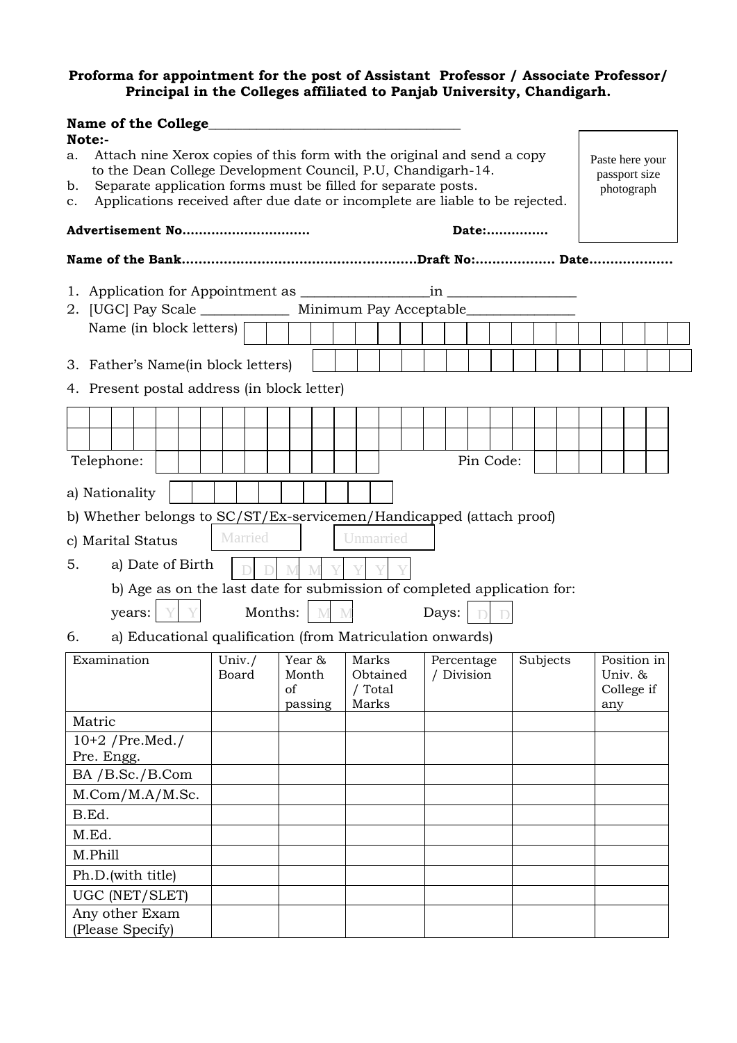**Proforma for appointment for the post of Assistant Professor / Associate Professor/ Principal in the Colleges affiliated to Panjab University, Chandigarh.**

**Name of the College**___________________________________

**Note:-**

a. Attach nine Xerox copies of this form with the original and send a copy to the Dean College Development Council, P.U, Chandigarh-14.
b. Separate application forms must be filled for separate posts.
c. Applications received after due date or incomplete are liable to be rejected.

Paste here your passport size photograph

**Advertisement No…………………………** **Date:……………**

**Name of the Bank…………………………………………………Draft No:………………. Date………………..**

1. Application for Appointment as _________________in _________________
2. [UGC] Pay Scale ____________ Minimum Pay Acceptable_______________

   Name (in block letters)

3. Father's Name(in block letters)
4. Present postal address (in block letter)

Telephone: Pin Code:

a) Nationality

b) Whether belongs to SC/ST/Ex-servicemen/Handicapped (attach proof)

c) Marital Status Married Unmarried

5. a) Date of Birth D D M M Y Y Y Y

   b) Age as on the last date for submission of completed application for:

   years: Y Y Months: M M Days: D D

6. a) Educational qualification (from Matriculation onwards)

| Examination | Univ./ Board | Year & Month of passing | Marks Obtained / Total Marks | Percentage / Division | Subjects | Position in Univ. & College if any |
|---|---|---|---|---|---|---|
| Matric | | | | | | |
| 10+2 /Pre.Med./ Pre. Engg. | | | | | | |
| BA /B.Sc./B.Com | | | | | | |
| M.Com/M.A/M.Sc. | | | | | | |
| B.Ed. | | | | | | |
| M.Ed. | | | | | | |
| M.Phill | | | | | | |
| Ph.D.(with title) | | | | | | |
| UGC (NET/SLET) | | | | | | |
| Any other Exam (Please Specify) | | | | | | |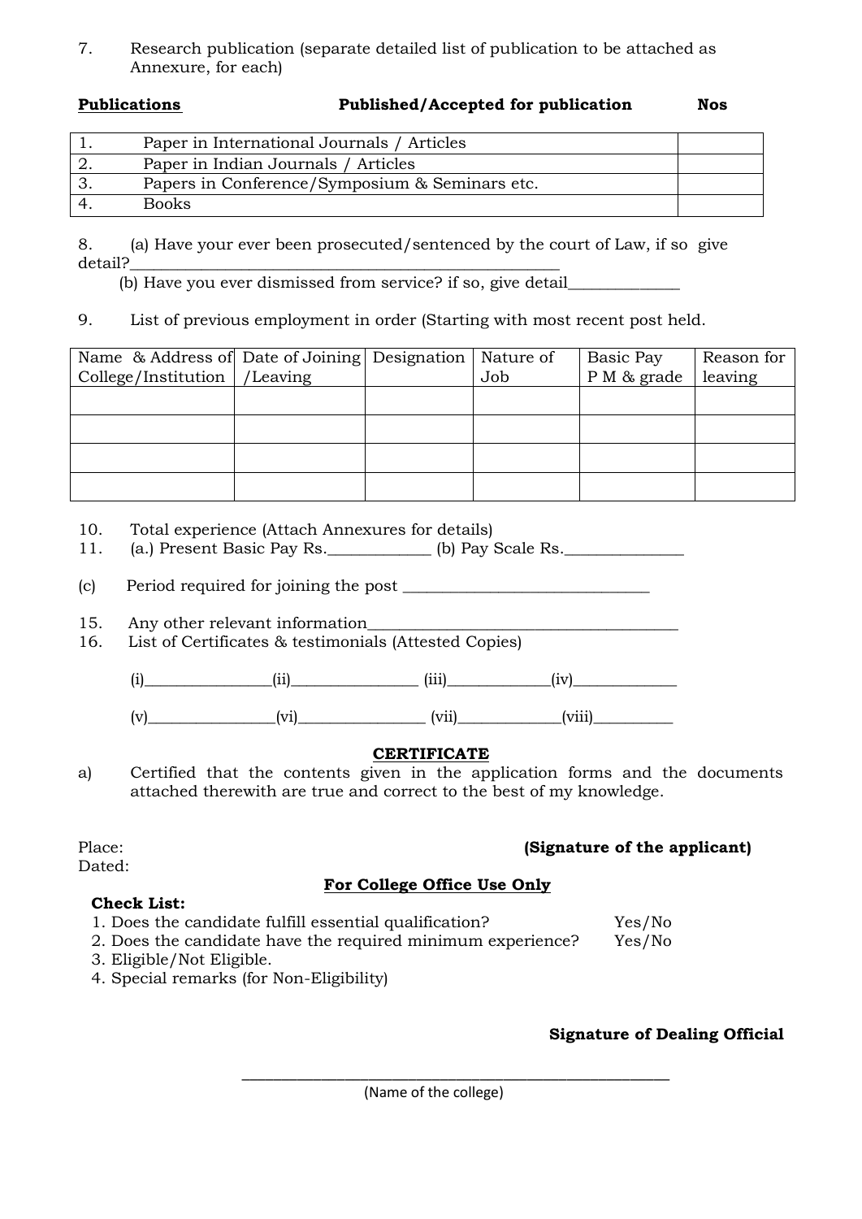7. Research publication (separate detailed list of publication to be attached as Annexure, for each)

**Publications** **Published/Accepted for publication** **Nos**

| | | |
|---|---|---|
| 1. | Paper in International Journals / Articles | |
| 2. | Paper in Indian Journals / Articles | |
| 3. | Papers in Conference/Symposium & Seminars etc. | |
| 4. | Books | |

8. (a) Have your ever been prosecuted/sentenced by the court of Law, if so give detail?_______________________________________________________

(b) Have you ever dismissed from service? if so, give detail______________

9. List of previous employment in order (Starting with most recent post held.

| Name & Address of College/Institution | Date of Joining /Leaving | Designation | Nature of Job | Basic Pay P M & grade | Reason for leaving |
|---|---|---|---|---|---|
| | | | | | |
| | | | | | |
| | | | | | |
| | | | | | |

10. Total experience (Attach Annexures for details)
11. (a.) Present Basic Pay Rs.____________ (b) Pay Scale Rs._______________

(c) Period required for joining the post _______________________________

15. Any other relevant information_______________________________________
16. List of Certificates & testimonials (Attested Copies)

(i)________________(ii)________________ (iii)_____________(iv)_____________

(v)________________(vi)________________ (vii)_____________(viii)__________

## CERTIFICATE

a) Certified that the contents given in the application forms and the documents attached therewith are true and correct to the best of my knowledge.

Place: **(Signature of the applicant)**
Dated:

**For College Office Use Only**

**Check List:**

1. Does the candidate fulfill essential qualification? Yes/No
2. Does the candidate have the required minimum experience? Yes/No
3. Eligible/Not Eligible.
4. Special remarks (for Non-Eligibility)

**Signature of Dealing Official**

_______________________________________________________

(Name of the college)